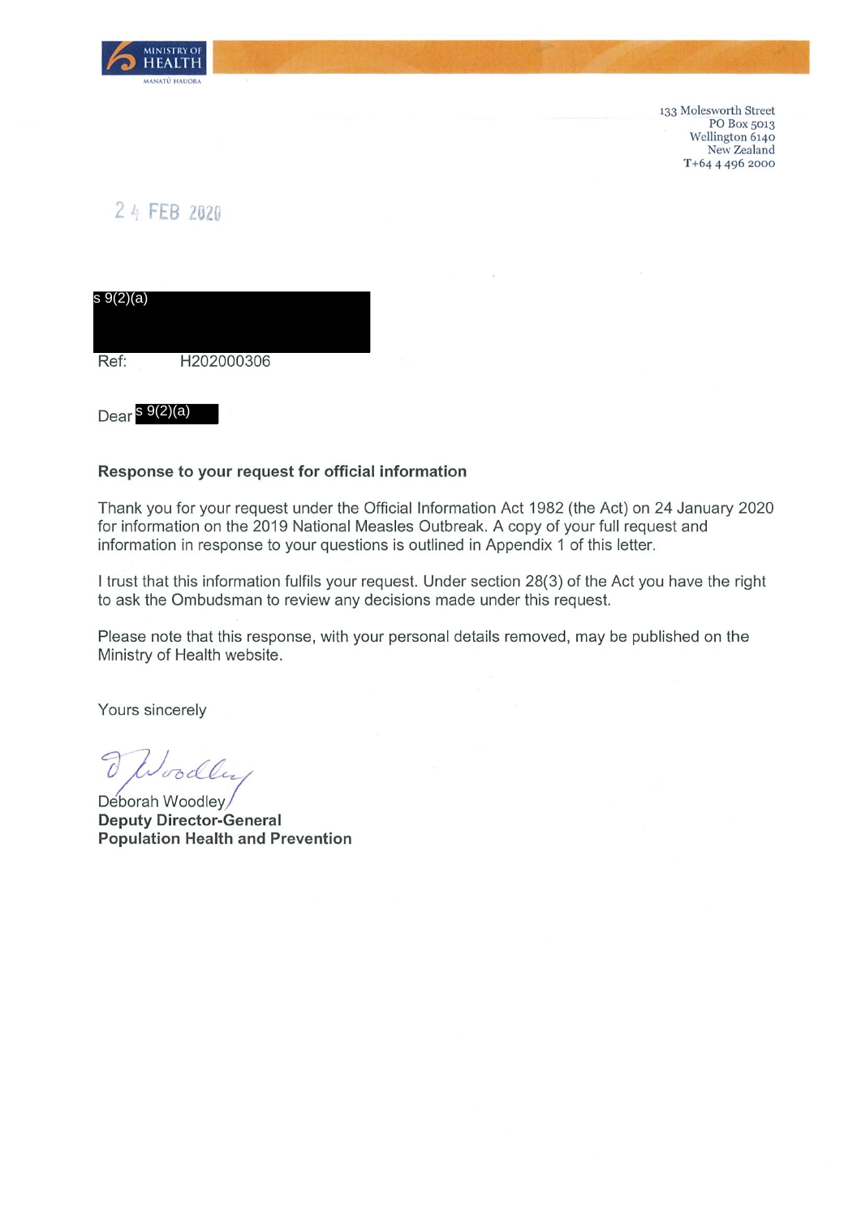MINISTRY OF HEALTH
MANATŪ HAUORA

133 Molesworth Street
PO Box 5013
Wellington 6140
New Zealand
T+64 4 496 2000

2 4 FEB 2020

s 9(2)(a)

Ref: H202000306

Dear s 9(2)(a)

**Response to your request for official information**

Thank you for your request under the Official Information Act 1982 (the Act) on 24 January 2020 for information on the 2019 National Measles Outbreak. A copy of your full request and information in response to your questions is outlined in Appendix 1 of this letter.

I trust that this information fulfils your request. Under section 28(3) of the Act you have the right to ask the Ombudsman to review any decisions made under this request.

Please note that this response, with your personal details removed, may be published on the Ministry of Health website.

Yours sincerely

Deborah Woodley
**Deputy Director-General**
**Population Health and Prevention**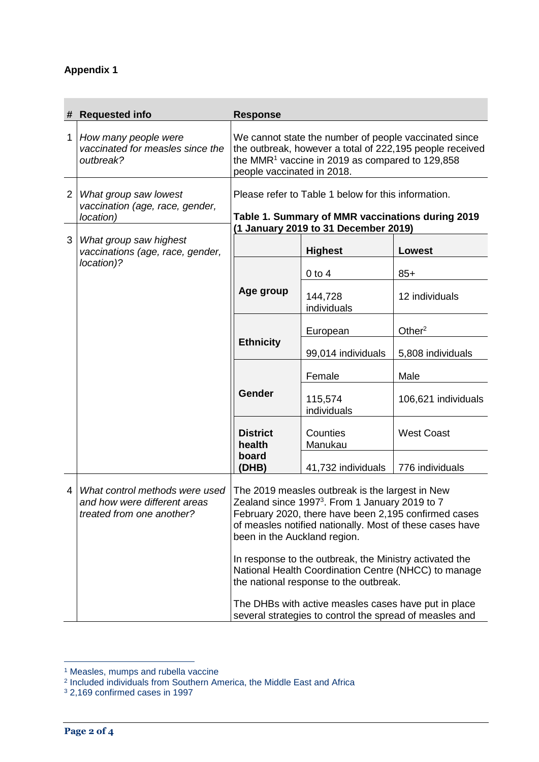## Appendix 1

| # | Requested info | Response |
|---|---|---|
| 1 | *How many people were vaccinated for measles since the outbreak?* | We cannot state the number of people vaccinated since the outbreak, however a total of 222,195 people received the MMR[1] vaccine in 2019 as compared to 129,858 people vaccinated in 2018. |
| 2 | *What group saw lowest vaccination (age, race, gender, location)* | Please refer to Table 1 below for this information. |
| 3 | *What group saw highest vaccinations (age, race, gender, location)?* | See Table 1 below. |

**Table 1. Summary of MMR vaccinations during 2019 (1 January 2019 to 31 December 2019)**

| | Highest | Lowest |
|---|---|---|
| **Age group** | 0 to 4 | 85+ |
| | 144,728 individuals | 12 individuals |
| **Ethnicity** | European | Other[2] |
| | 99,014 individuals | 5,808 individuals |
| **Gender** | Female | Male |
| | 115,574 individuals | 106,621 individuals |
| **District health board (DHB)** | Counties Manukau | West Coast |
| | 41,732 individuals | 776 individuals |

| # | Requested info | Response |
|---|---|---|
| 4 | *What control methods were used and how were different areas treated from one another?* | The 2019 measles outbreak is the largest in New Zealand since 1997[3]. From 1 January 2019 to 7 February 2020, there have been 2,195 confirmed cases of measles notified nationally. Most of these cases have been in the Auckland region.<br><br>In response to the outbreak, the Ministry activated the National Health Coordination Centre (NHCC) to manage the national response to the outbreak.<br><br>The DHBs with active measles cases have put in place several strategies to control the spread of measles and |

[1] Measles, mumps and rubella vaccine
[2] Included individuals from Southern America, the Middle East and Africa
[3] 2,169 confirmed cases in 1997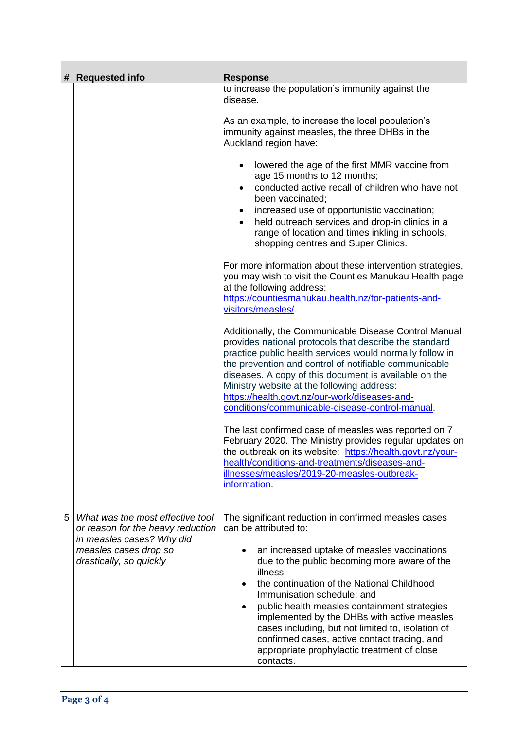| # | Requested info | Response |
|---|---|---|
| | | to increase the population's immunity against the disease.<br><br>As an example, to increase the local population's immunity against measles, the three DHBs in the Auckland region have:<br><br>• lowered the age of the first MMR vaccine from age 15 months to 12 months;<br>• conducted active recall of children who have not been vaccinated;<br>• increased use of opportunistic vaccination;<br>• held outreach services and drop-in clinics in a range of location and times inkling in schools, shopping centres and Super Clinics.<br><br>For more information about these intervention strategies, you may wish to visit the Counties Manukau Health page at the following address: https://countiesmanukau.health.nz/for-patients-and-visitors/measles/.<br><br>Additionally, the Communicable Disease Control Manual provides national protocols that describe the standard practice public health services would normally follow in the prevention and control of notifiable communicable diseases. A copy of this document is available on the Ministry website at the following address: https://health.govt.nz/our-work/diseases-and-conditions/communicable-disease-control-manual.<br><br>The last confirmed case of measles was reported on 7 February 2020. The Ministry provides regular updates on the outbreak on its website: https://health.govt.nz/your-health/conditions-and-treatments/diseases-and-illnesses/measles/2019-20-measles-outbreak-information. |
| 5 | *What was the most effective tool or reason for the heavy reduction in measles cases? Why did measles cases drop so drastically, so quickly* | The significant reduction in confirmed measles cases can be attributed to:<br><br>• an increased uptake of measles vaccinations due to the public becoming more aware of the illness;<br>• the continuation of the National Childhood Immunisation schedule; and<br>• public health measles containment strategies implemented by the DHBs with active measles cases including, but not limited to, isolation of confirmed cases, active contact tracing, and appropriate prophylactic treatment of close contacts. |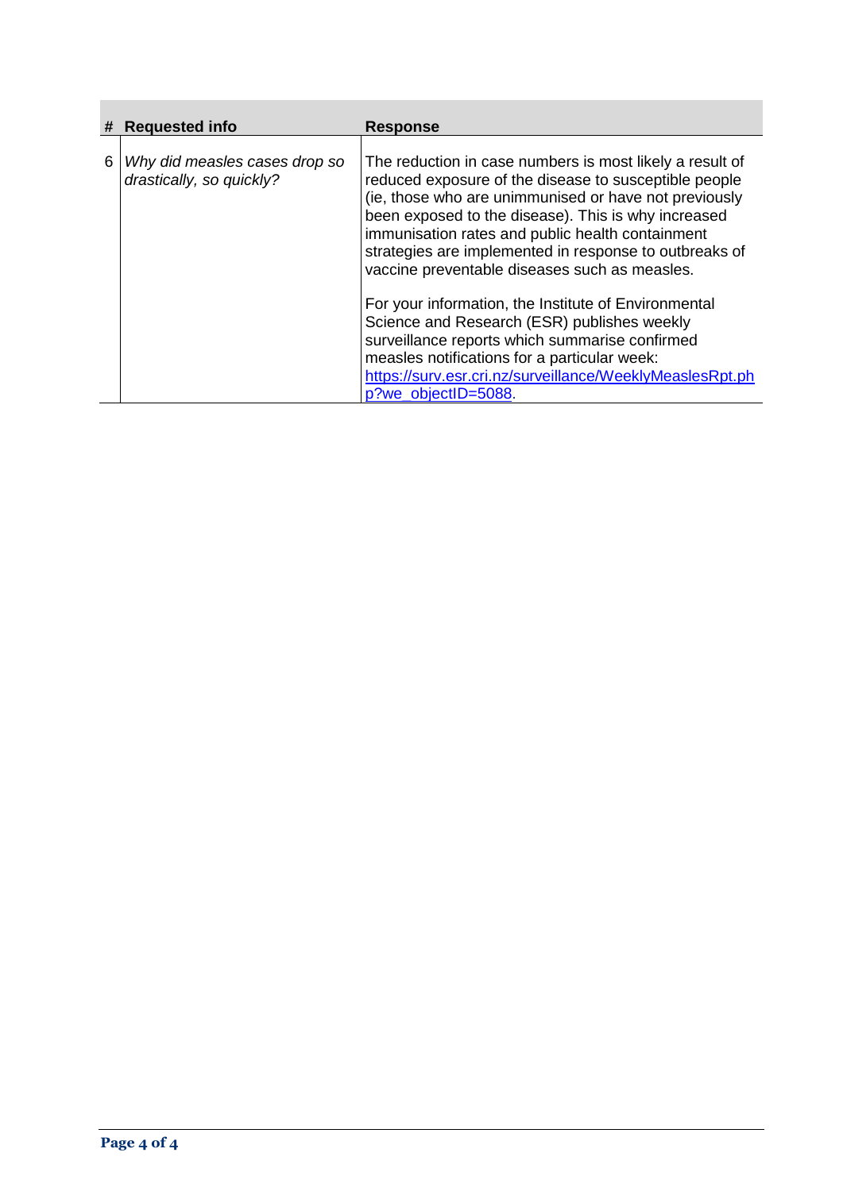| # | Requested info | Response |
|---|---|---|
| 6 | *Why did measles cases drop so drastically, so quickly?* | The reduction in case numbers is most likely a result of reduced exposure of the disease to susceptible people (ie, those who are unimmunised or have not previously been exposed to the disease). This is why increased immunisation rates and public health containment strategies are implemented in response to outbreaks of vaccine preventable diseases such as measles.<br><br>For your information, the Institute of Environmental Science and Research (ESR) publishes weekly surveillance reports which summarise confirmed measles notifications for a particular week: [https://surv.esr.cri.nz/surveillance/WeeklyMeaslesRpt.php?we_objectID=5088](https://surv.esr.cri.nz/surveillance/WeeklyMeaslesRpt.php?we_objectID=5088). |